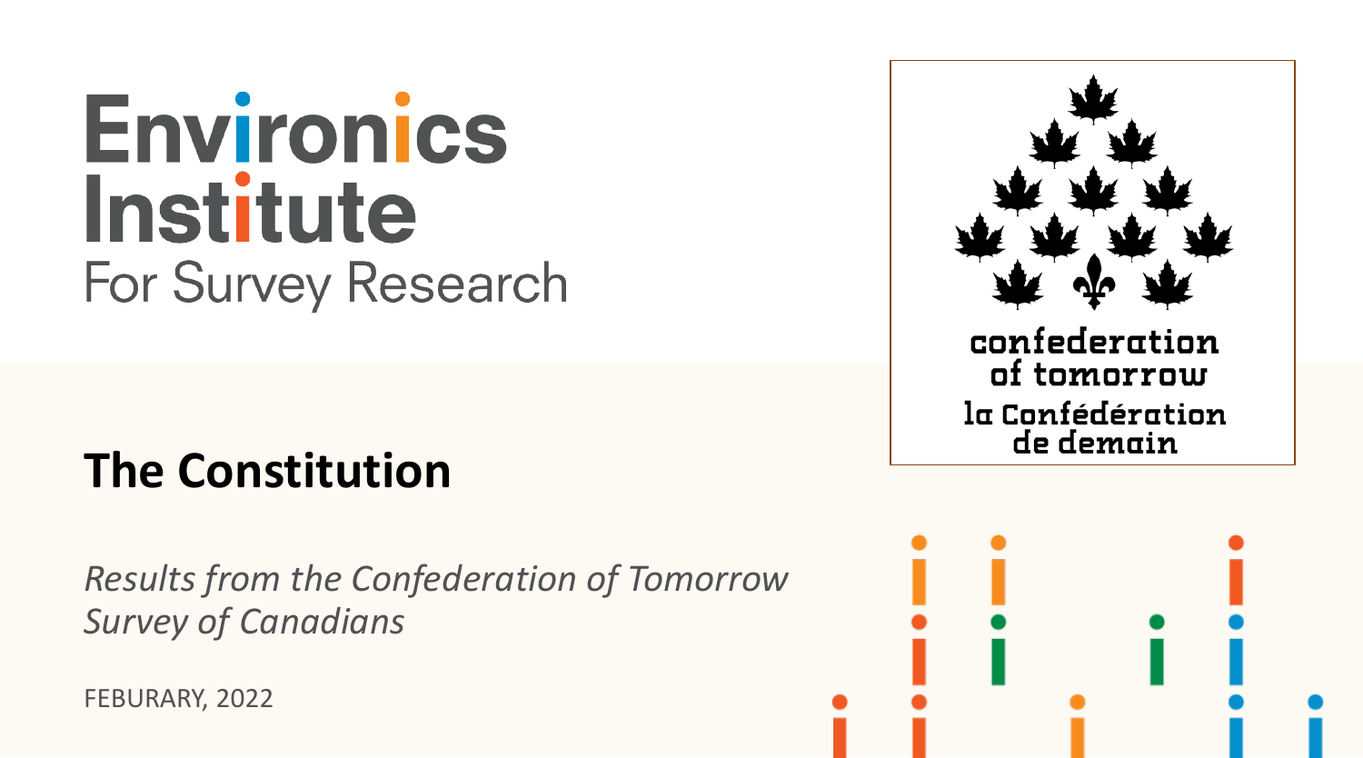Environics Institute
For Survey Research

confederation of tomorrow
la Confédération de demain

# The Constitution

*Results from the Confederation of Tomorrow Survey of Canadians*

FEBURARY, 2022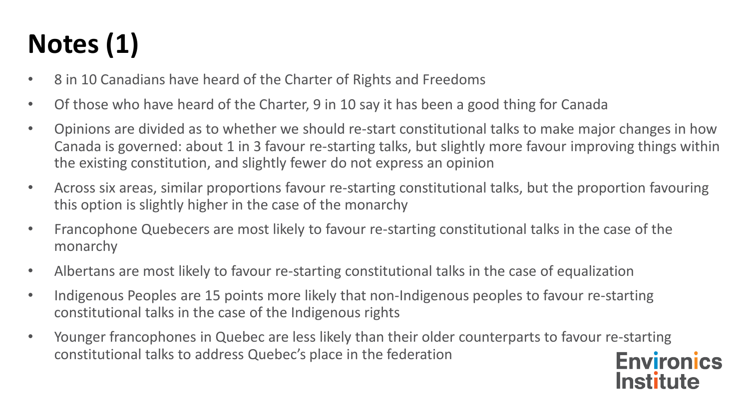# Notes (1)

- 8 in 10 Canadians have heard of the Charter of Rights and Freedoms
- Of those who have heard of the Charter, 9 in 10 say it has been a good thing for Canada
- Opinions are divided as to whether we should re-start constitutional talks to make major changes in how Canada is governed: about 1 in 3 favour re-starting talks, but slightly more favour improving things within the existing constitution, and slightly fewer do not express an opinion
- Across six areas, similar proportions favour re-starting constitutional talks, but the proportion favouring this option is slightly higher in the case of the monarchy
- Francophone Quebecers are most likely to favour re-starting constitutional talks in the case of the monarchy
- Albertans are most likely to favour re-starting constitutional talks in the case of equalization
- Indigenous Peoples are 15 points more likely that non-Indigenous peoples to favour re-starting constitutional talks in the case of the Indigenous rights
- Younger francophones in Quebec are less likely than their older counterparts to favour re-starting constitutional talks to address Quebec's place in the federation

Environics Institute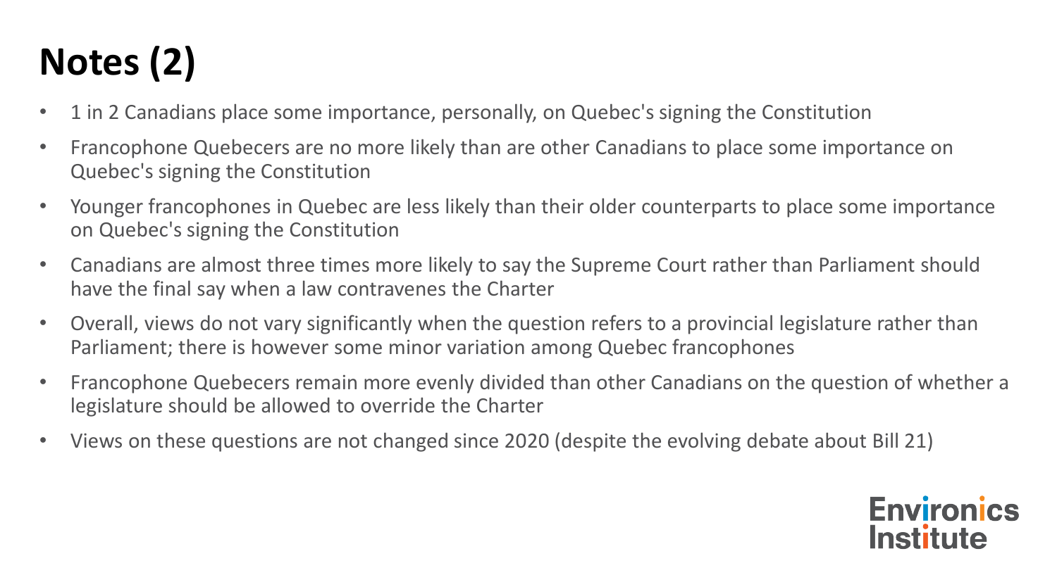# Notes (2)

- 1 in 2 Canadians place some importance, personally, on Quebec's signing the Constitution
- Francophone Quebecers are no more likely than are other Canadians to place some importance on Quebec's signing the Constitution
- Younger francophones in Quebec are less likely than their older counterparts to place some importance on Quebec's signing the Constitution
- Canadians are almost three times more likely to say the Supreme Court rather than Parliament should have the final say when a law contravenes the Charter
- Overall, views do not vary significantly when the question refers to a provincial legislature rather than Parliament; there is however some minor variation among Quebec francophones
- Francophone Quebecers remain more evenly divided than other Canadians on the question of whether a legislature should be allowed to override the Charter
- Views on these questions are not changed since 2020 (despite the evolving debate about Bill 21)

Environics Institute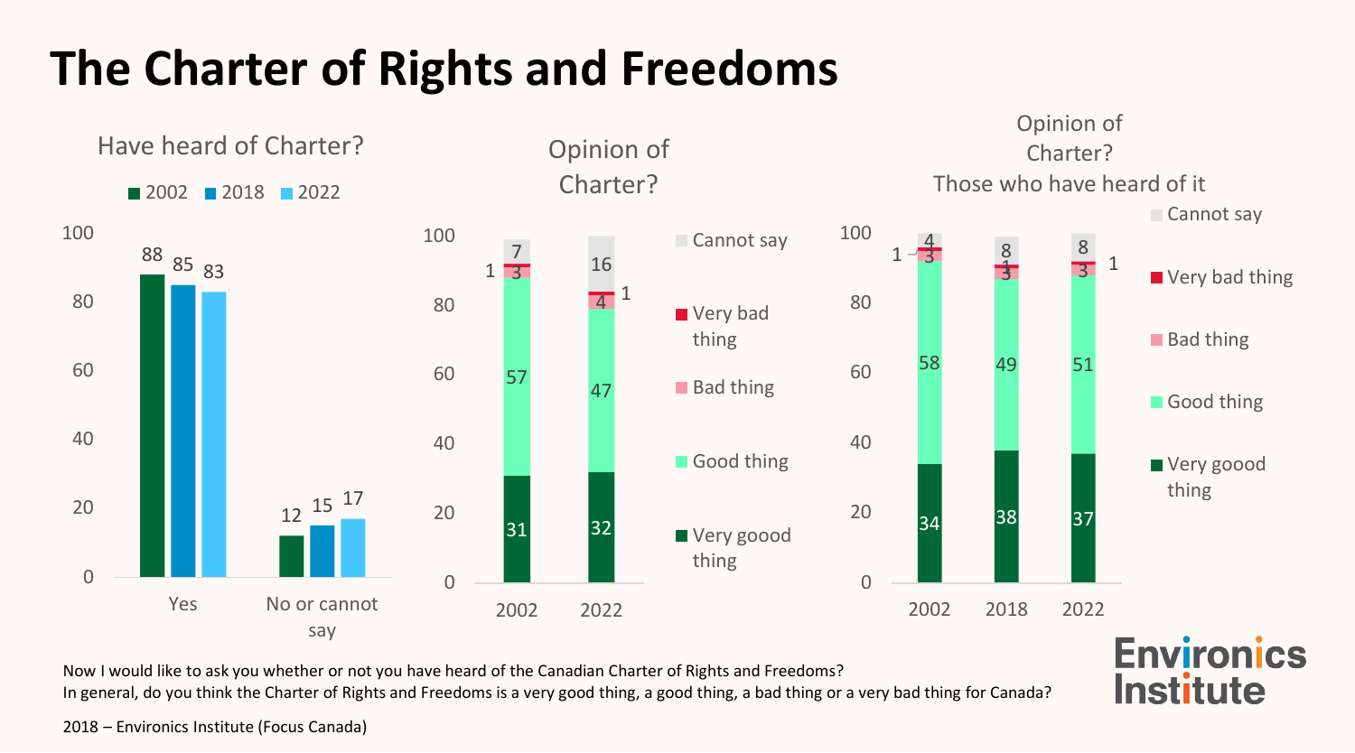# The Charter of Rights and Freedoms

## Have heard of Charter?

| | 2002 | 2018 | 2022 |
|---|---|---|---|
| Yes | 88 | 85 | 83 |
| No or cannot say | 12 | 15 | 17 |

## Opinion of Charter?

| | 2002 | 2022 |
|---|---|---|
| Very goood thing | 31 | 32 |
| Good thing | 57 | 47 |
| Bad thing | 3 | 4 |
| Very bad thing | 1 | 1 |
| Cannot say | 7 | 16 |

## Opinion of Charter? Those who have heard of it

| | 2002 | 2018 | 2022 |
|---|---|---|---|
| Very goood thing | 34 | 38 | 37 |
| Good thing | 58 | 49 | 51 |
| Bad thing | 3 | 3 | 3 |
| Very bad thing | 1 | 1 | 1 |
| Cannot say | 4 | 8 | 8 |

Now I would like to ask you whether or not you have heard of the Canadian Charter of Rights and Freedoms?
In general, do you think the Charter of Rights and Freedoms is a very good thing, a good thing, a bad thing or a very bad thing for Canada?

2018 – Environics Institute (Focus Canada)

Environics Institute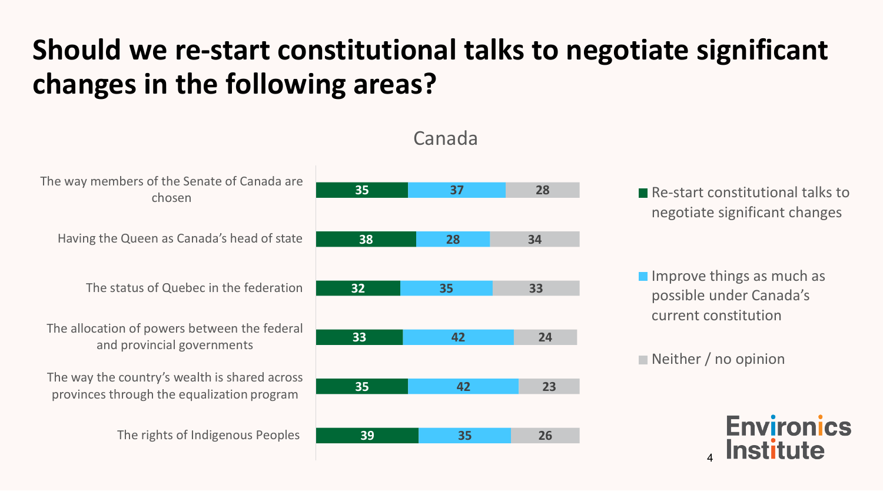# Should we re-start constitutional talks to negotiate significant changes in the following areas?

**Canada**

| Area | Re-start constitutional talks to negotiate significant changes | Improve things as much as possible under Canada's current constitution | Neither / no opinion |
| --- | --- | --- | --- |
| The way members of the Senate of Canada are chosen | 35 | 37 | 28 |
| Having the Queen as Canada's head of state | 38 | 28 | 34 |
| The status of Quebec in the federation | 32 | 35 | 33 |
| The allocation of powers between the federal and provincial governments | 33 | 42 | 24 |
| The way the country's wealth is shared across provinces through the equalization program | 35 | 42 | 23 |
| The rights of Indigenous Peoples | 39 | 35 | 26 |

Environics Institute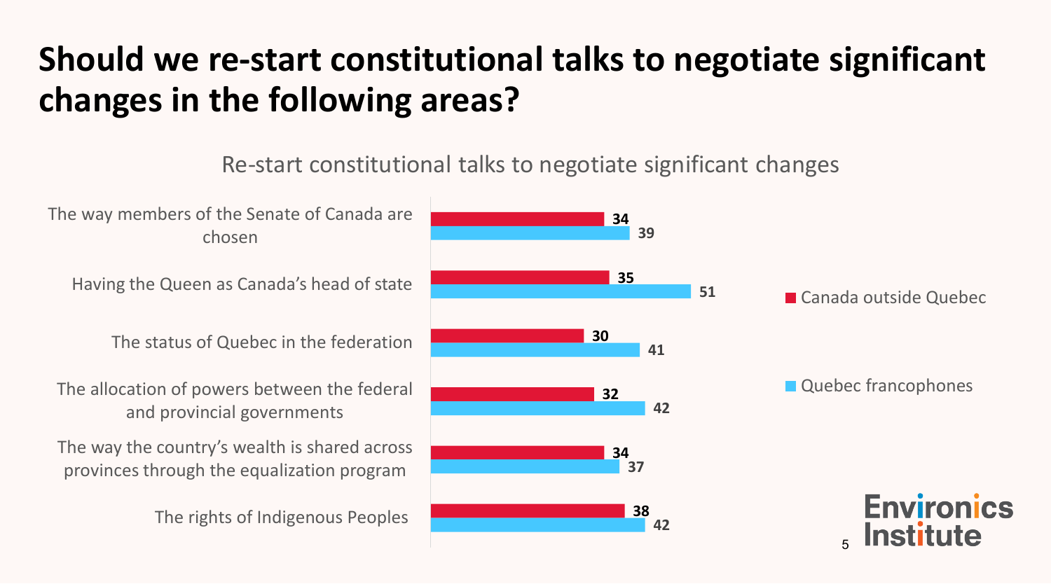# Should we re-start constitutional talks to negotiate significant changes in the following areas?

Re-start constitutional talks to negotiate significant changes

| | Canada outside Quebec | Quebec francophones |
|---|---|---|
| The way members of the Senate of Canada are chosen | 34 | 39 |
| Having the Queen as Canada's head of state | 35 | 51 |
| The status of Quebec in the federation | 30 | 41 |
| The allocation of powers between the federal and provincial governments | 32 | 42 |
| The way the country's wealth is shared across provinces through the equalization program | 34 | 37 |
| The rights of Indigenous Peoples | 38 | 42 |

Environics Institute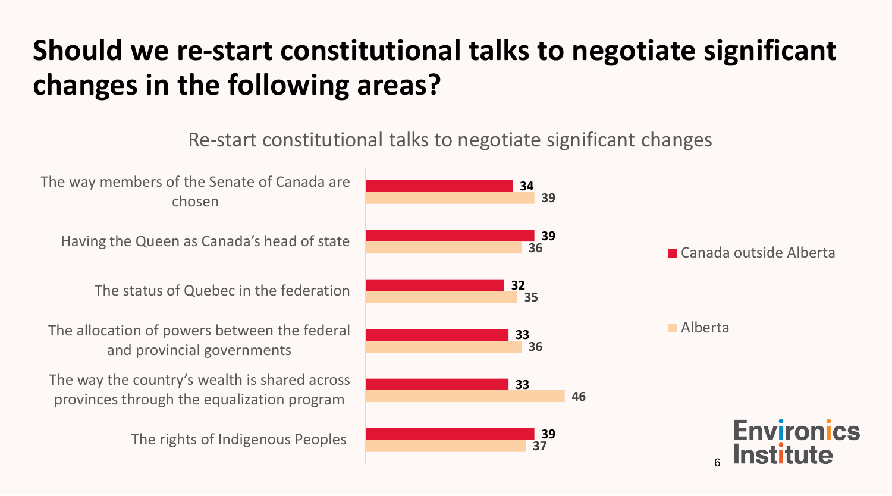# Should we re-start constitutional talks to negotiate significant changes in the following areas?

Re-start constitutional talks to negotiate significant changes

| | Canada outside Alberta | Alberta |
|---|---|---|
| The way members of the Senate of Canada are chosen | 34 | 39 |
| Having the Queen as Canada's head of state | 39 | 36 |
| The status of Quebec in the federation | 32 | 35 |
| The allocation of powers between the federal and provincial governments | 33 | 36 |
| The way the country's wealth is shared across provinces through the equalization program | 33 | 46 |
| The rights of Indigenous Peoples | 39 | 37 |

Environics Institute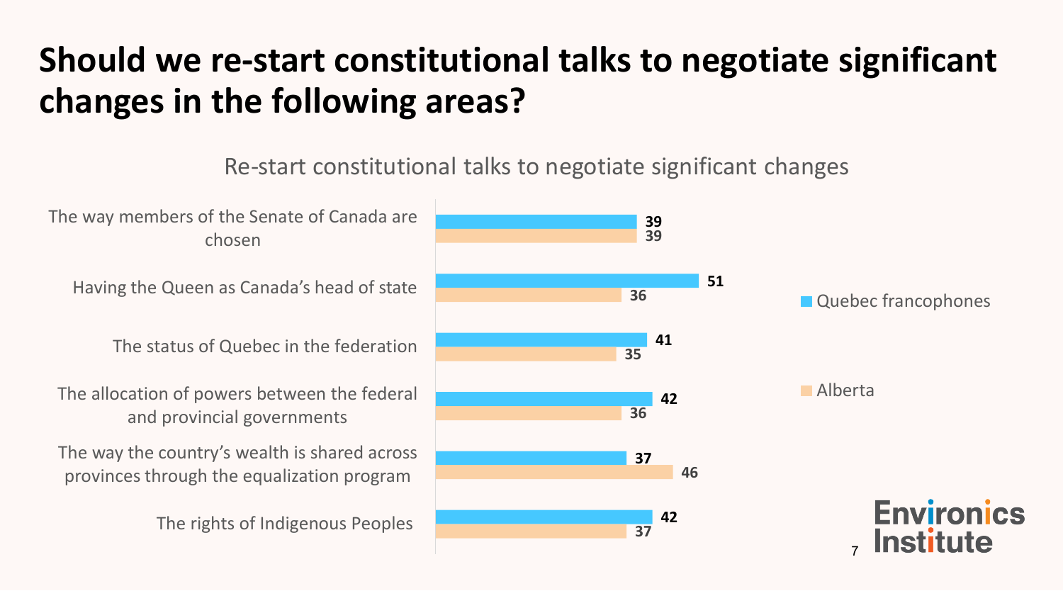# Should we re-start constitutional talks to negotiate significant changes in the following areas?

Re-start constitutional talks to negotiate significant changes

| | Quebec francophones | Alberta |
|---|---|---|
| The way members of the Senate of Canada are chosen | 39 | 39 |
| Having the Queen as Canada's head of state | 51 | 36 |
| The status of Quebec in the federation | 41 | 35 |
| The allocation of powers between the federal and provincial governments | 42 | 36 |
| The way the country's wealth is shared across provinces through the equalization program | 37 | 46 |
| The rights of Indigenous Peoples | 42 | 37 |

Environics Institute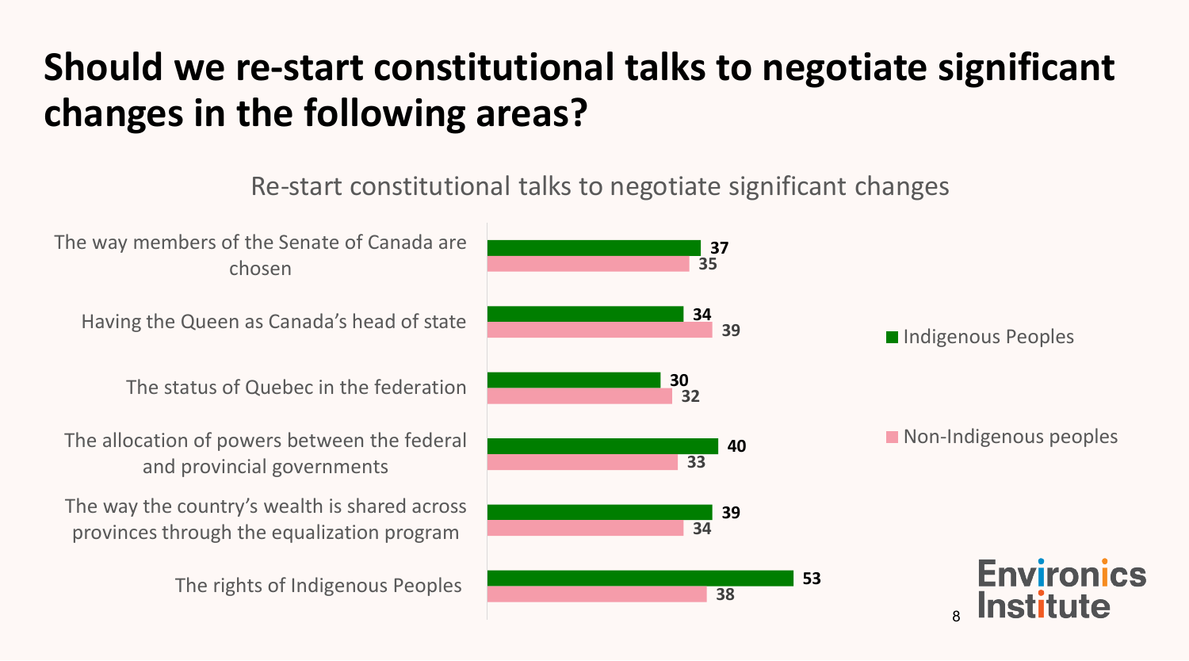# Should we re-start constitutional talks to negotiate significant changes in the following areas?

Re-start constitutional talks to negotiate significant changes

| | Indigenous Peoples | Non-Indigenous peoples |
|---|---|---|
| The way members of the Senate of Canada are chosen | 37 | 35 |
| Having the Queen as Canada's head of state | 34 | 39 |
| The status of Quebec in the federation | 30 | 32 |
| The allocation of powers between the federal and provincial governments | 40 | 33 |
| The way the country's wealth is shared across provinces through the equalization program | 39 | 34 |
| The rights of Indigenous Peoples | 53 | 38 |

Environics Institute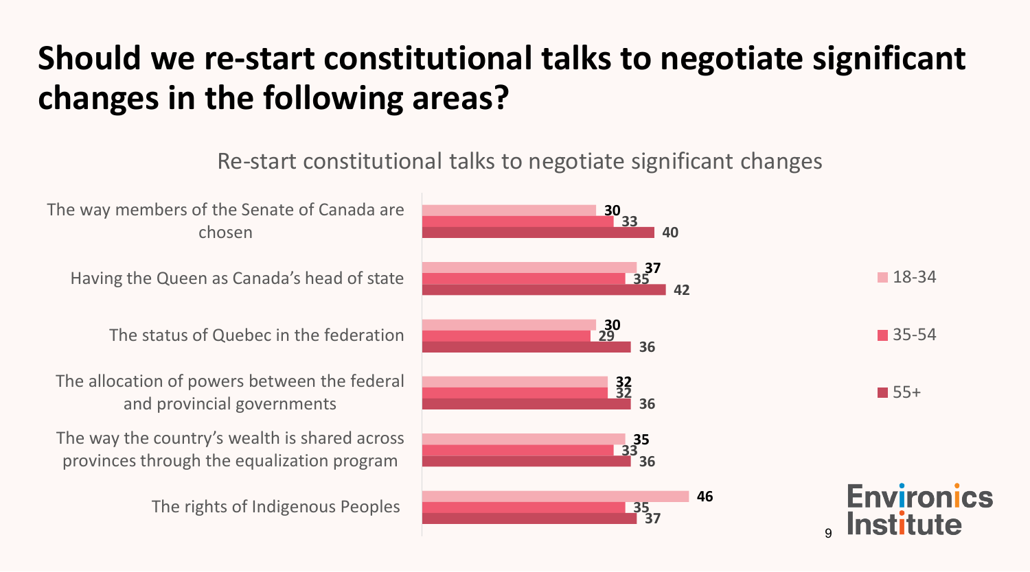# Should we re-start constitutional talks to negotiate significant changes in the following areas?

Re-start constitutional talks to negotiate significant changes

| | 18-34 | 35-54 | 55+ |
|---|---|---|---|
| The way members of the Senate of Canada are chosen | 30 | 33 | 40 |
| Having the Queen as Canada's head of state | 37 | 35 | 42 |
| The status of Quebec in the federation | 30 | 29 | 36 |
| The allocation of powers between the federal and provincial governments | 32 | 32 | 36 |
| The way the country's wealth is shared across provinces through the equalization program | 35 | 33 | 36 |
| The rights of Indigenous Peoples | 46 | 35 | 37 |

Environics Institute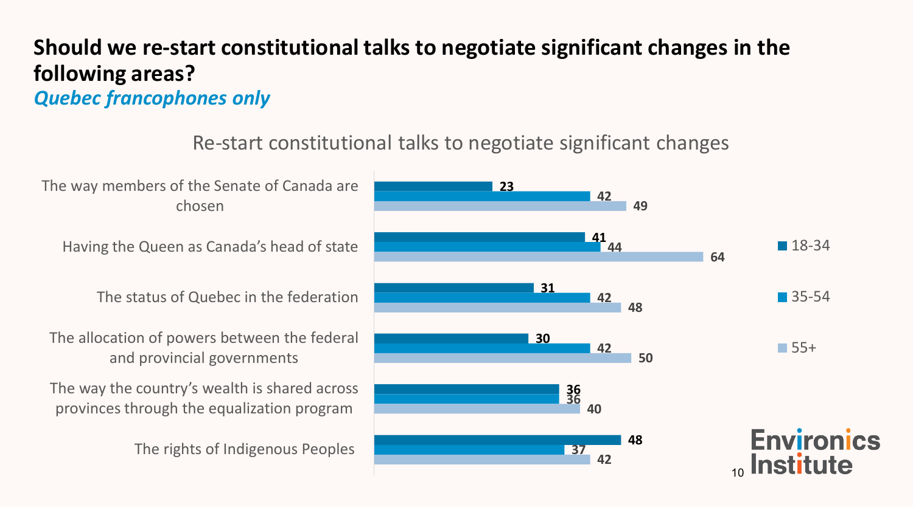# Should we re-start constitutional talks to negotiate significant changes in the following areas?

*Quebec francophones only*

Re-start constitutional talks to negotiate significant changes

| | 18-34 | 35-54 | 55+ |
|---|---|---|---|
| The way members of the Senate of Canada are chosen | 23 | 42 | 49 |
| Having the Queen as Canada's head of state | 41 | 44 | 64 |
| The status of Quebec in the federation | 31 | 42 | 48 |
| The allocation of powers between the federal and provincial governments | 30 | 42 | 50 |
| The way the country's wealth is shared across provinces through the equalization program | 36 | 36 | 40 |
| The rights of Indigenous Peoples | 48 | 37 | 42 |

Environics Institute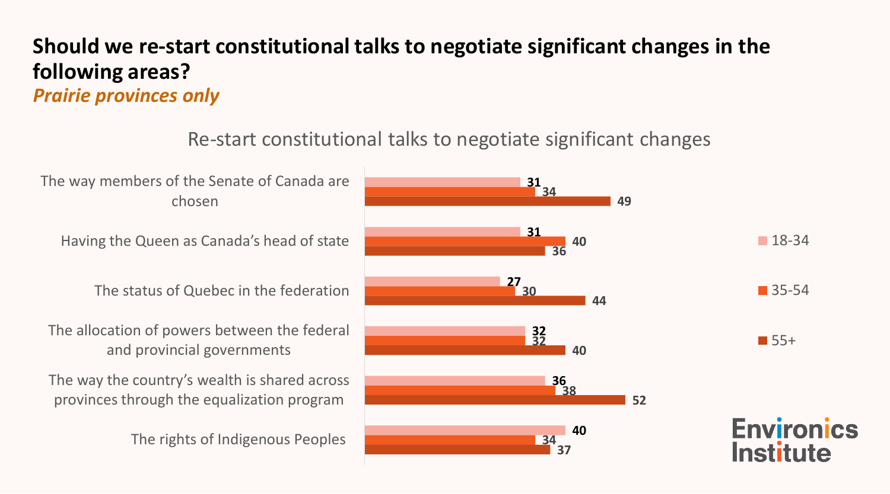## Should we re-start constitutional talks to negotiate significant changes in the following areas?

*Prairie provinces only*

Re-start constitutional talks to negotiate significant changes

| | 18-34 | 35-54 | 55+ |
|---|---|---|---|
| The way members of the Senate of Canada are chosen | 31 | 34 | 49 |
| Having the Queen as Canada's head of state | 31 | 40 | 36 |
| The status of Quebec in the federation | 27 | 30 | 44 |
| The allocation of powers between the federal and provincial governments | 32 | 32 | 40 |
| The way the country's wealth is shared across provinces through the equalization program | 36 | 38 | 52 |
| The rights of Indigenous Peoples | 40 | 34 | 37 |

Environics Institute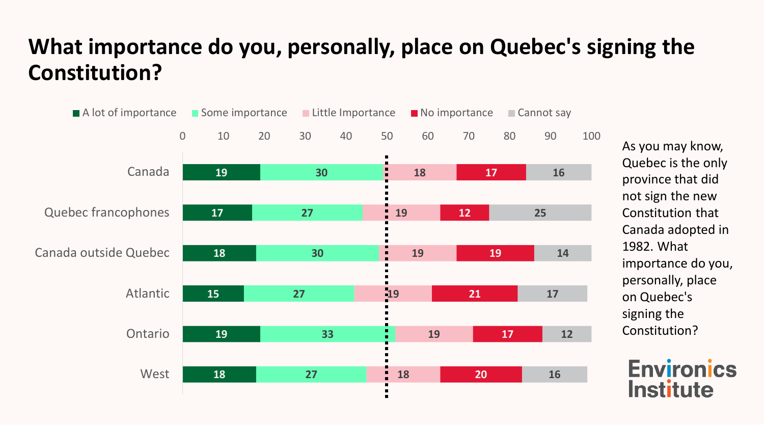# What importance do you, personally, place on Quebec's signing the Constitution?

| | A lot of importance | Some importance | Little Importance | No importance | Cannot say |
|---|---|---|---|---|---|
| Canada | 19 | 30 | 18 | 17 | 16 |
| Quebec francophones | 17 | 27 | 19 | 12 | 25 |
| Canada outside Quebec | 18 | 30 | 19 | 19 | 14 |
| Atlantic | 15 | 27 | 19 | 21 | 17 |
| Ontario | 19 | 33 | 19 | 17 | 12 |
| West | 18 | 27 | 18 | 20 | 16 |

As you may know, Quebec is the only province that did not sign the new Constitution that Canada adopted in 1982. What importance do you, personally, place on Quebec's signing the Constitution?

Environics Institute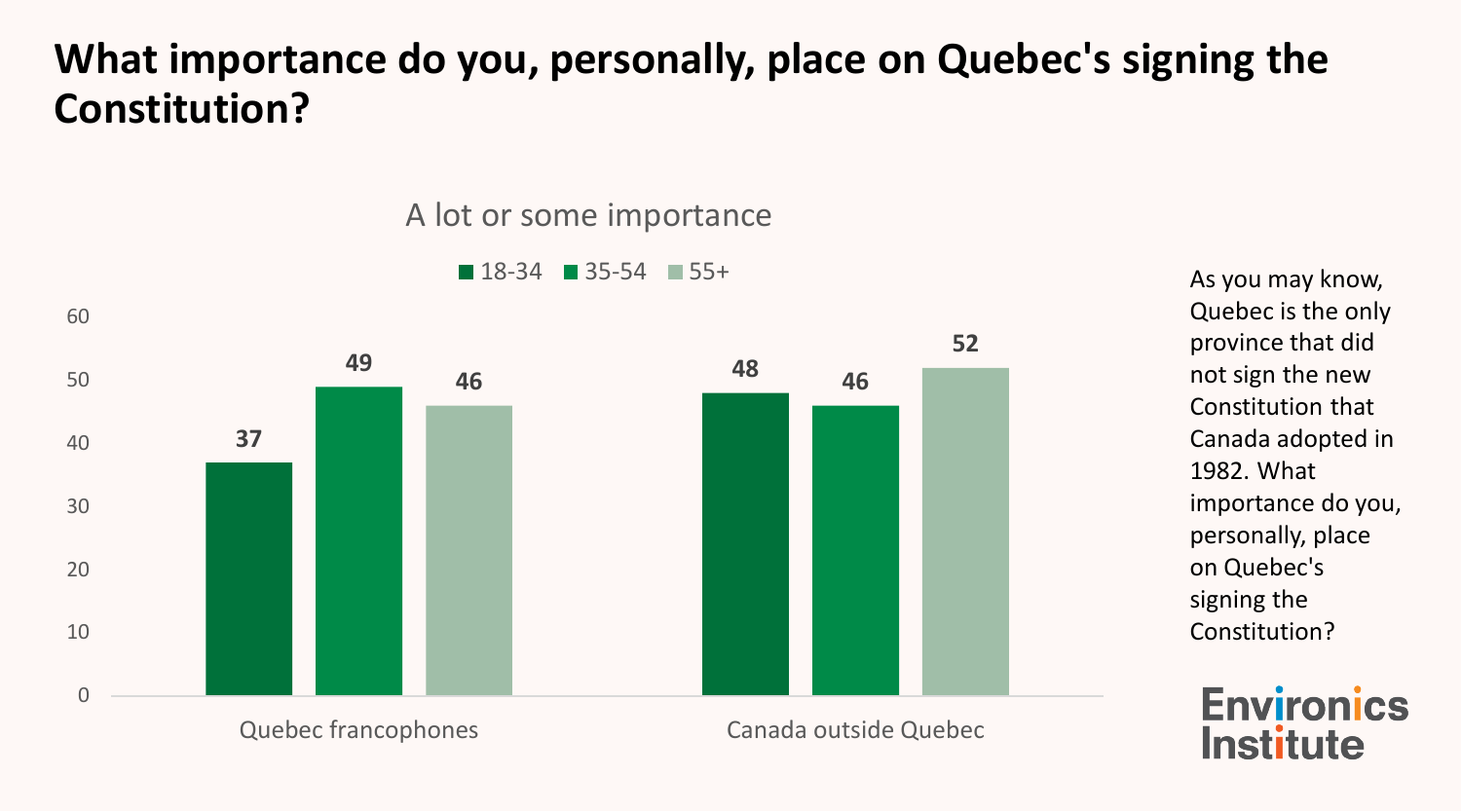# What importance do you, personally, place on Quebec's signing the Constitution?

A lot or some importance

| | 18-34 | 35-54 | 55+ |
|---|---|---|---|
| Quebec francophones | 37 | 49 | 46 |
| Canada outside Quebec | 48 | 46 | 52 |

As you may know, Quebec is the only province that did not sign the new Constitution that Canada adopted in 1982. What importance do you, personally, place on Quebec's signing the Constitution?

Environics Institute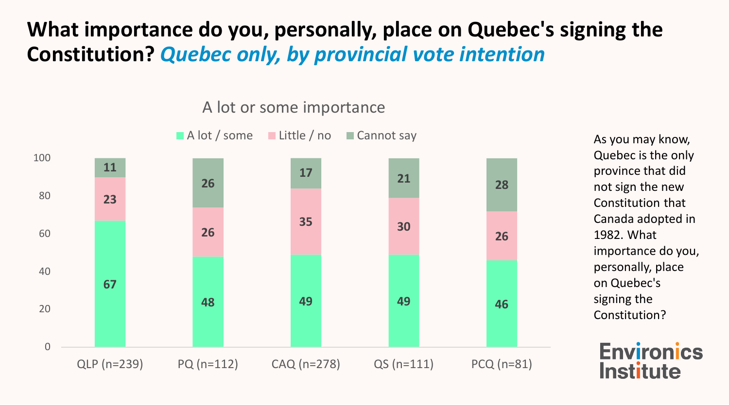# What importance do you, personally, place on Quebec's signing the Constitution? *Quebec only, by provincial vote intention*

A lot or some importance

| | QLP (n=239) | PQ (n=112) | CAQ (n=278) | QS (n=111) | PCQ (n=81) |
|---|---|---|---|---|---|
| A lot / some | 67 | 48 | 49 | 49 | 46 |
| Little / no | 23 | 26 | 35 | 30 | 26 |
| Cannot say | 11 | 26 | 17 | 21 | 28 |

As you may know, Quebec is the only province that did not sign the new Constitution that Canada adopted in 1982. What importance do you, personally, place on Quebec's signing the Constitution?

Environics Institute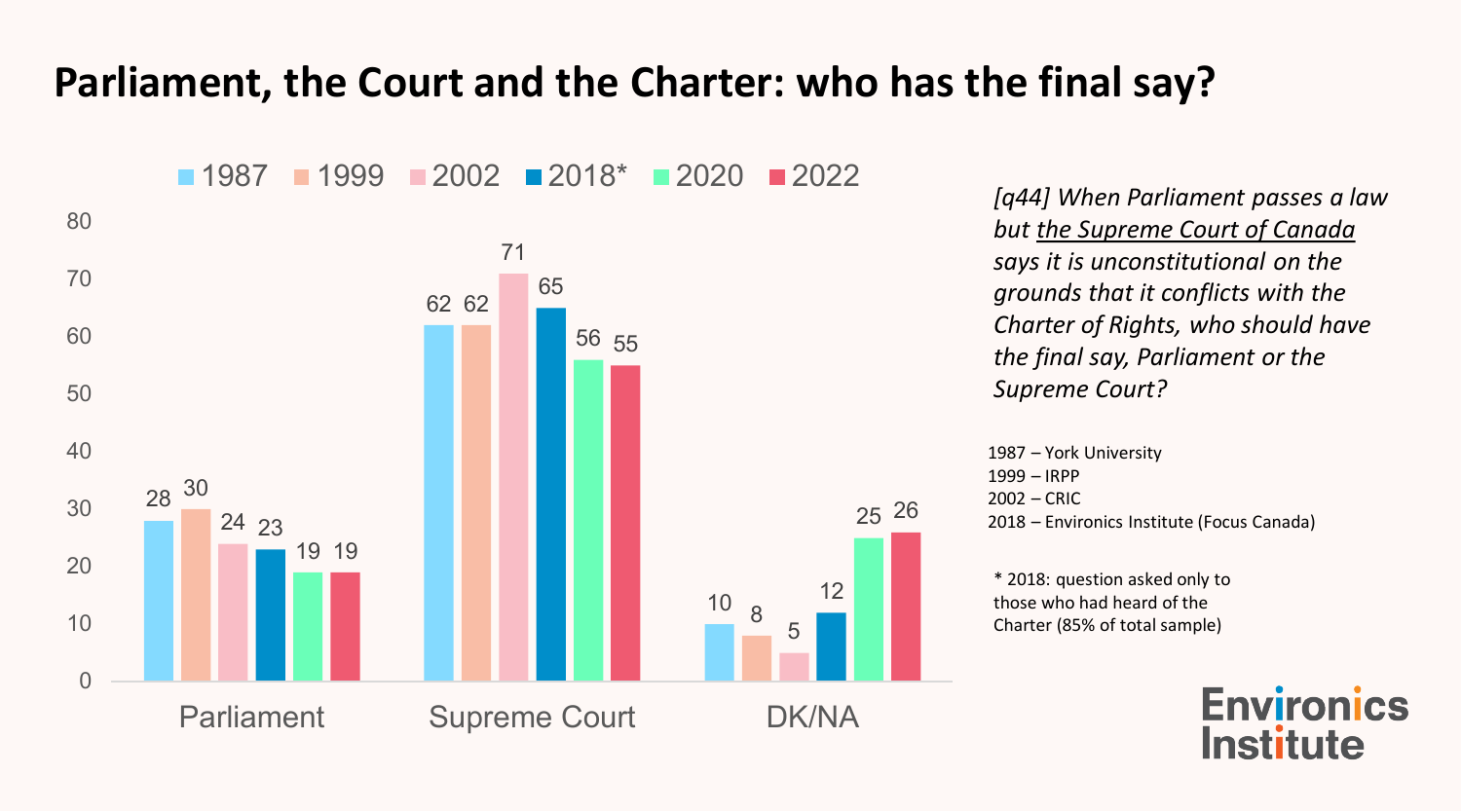# Parliament, the Court and the Charter: who has the final say?

| | 1987 | 1999 | 2002 | 2018* | 2020 | 2022 |
|---|---|---|---|---|---|---|
| Parliament | 28 | 30 | 24 | 23 | 19 | 19 |
| Supreme Court | 62 | 62 | 71 | 65 | 56 | 55 |
| DK/NA | 10 | 8 | 5 | 12 | 25 | 26 |

*[q44] When Parliament passes a law but the Supreme Court of Canada says it is unconstitutional on the grounds that it conflicts with the Charter of Rights, who should have the final say, Parliament or the Supreme Court?*

1987 – York University
1999 – IRPP
2002 – CRIC
2018 – Environics Institute (Focus Canada)

* 2018: question asked only to those who had heard of the Charter (85% of total sample)

Environics Institute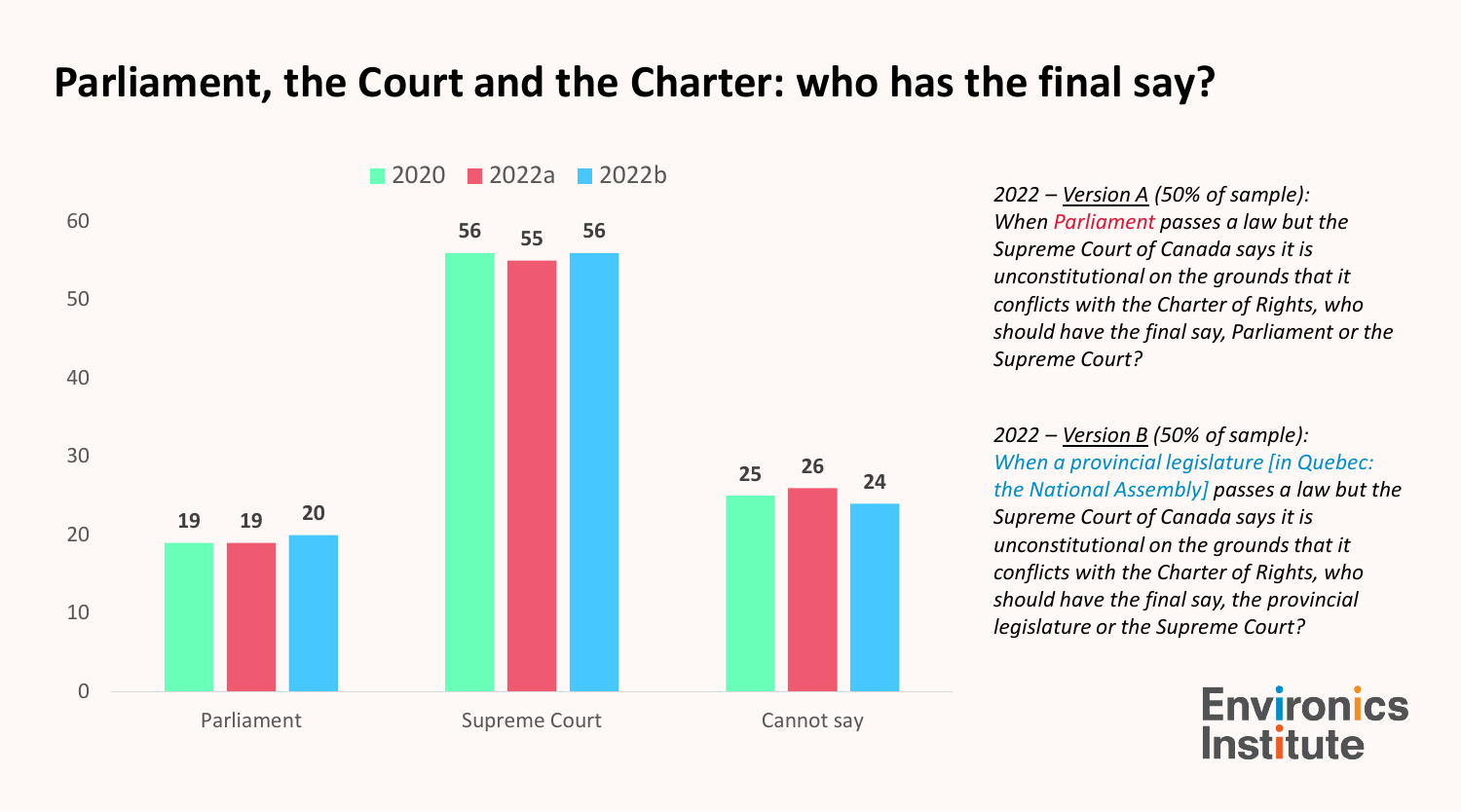# Parliament, the Court and the Charter: who has the final say?

| | 2020 | 2022a | 2022b |
|---|---|---|---|
| Parliament | 19 | 19 | 20 |
| Supreme Court | 56 | 55 | 56 |
| Cannot say | 25 | 26 | 24 |

*2022 – Version A (50% of sample):*
*When Parliament passes a law but the Supreme Court of Canada says it is unconstitutional on the grounds that it conflicts with the Charter of Rights, who should have the final say, Parliament or the Supreme Court?*

*2022 – Version B (50% of sample):*
*When a provincial legislature [in Quebec: the National Assembly] passes a law but the Supreme Court of Canada says it is unconstitutional on the grounds that it conflicts with the Charter of Rights, who should have the final say, the provincial legislature or the Supreme Court?*

Environics Institute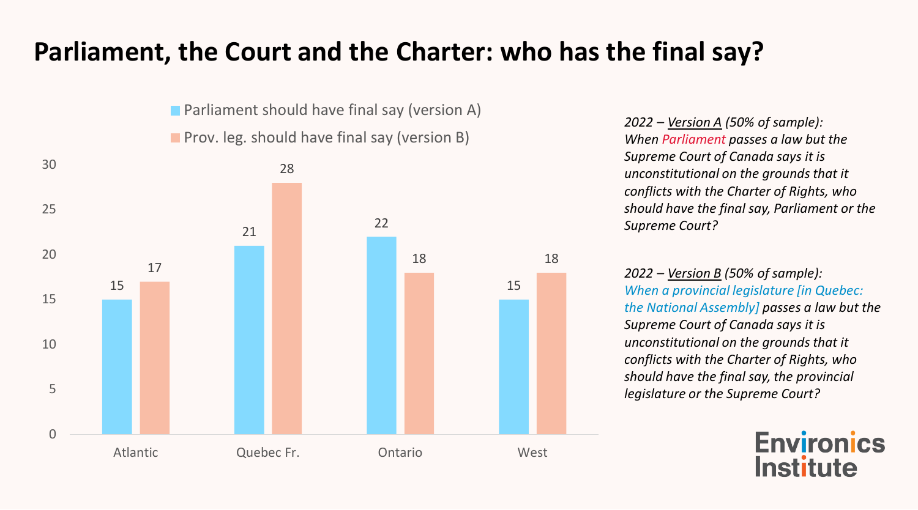# Parliament, the Court and the Charter: who has the final say?

| | Parliament should have final say (version A) | Prov. leg. should have final say (version B) |
|---|---|---|
| Atlantic | 15 | 17 |
| Quebec Fr. | 21 | 28 |
| Ontario | 22 | 18 |
| West | 15 | 18 |

*2022 – Version A (50% of sample):*
*When Parliament passes a law but the Supreme Court of Canada says it is unconstitutional on the grounds that it conflicts with the Charter of Rights, who should have the final say, Parliament or the Supreme Court?*

*2022 – Version B (50% of sample):*
*When a provincial legislature [in Quebec: the National Assembly] passes a law but the Supreme Court of Canada says it is unconstitutional on the grounds that it conflicts with the Charter of Rights, who should have the final say, the provincial legislature or the Supreme Court?*

Environics Institute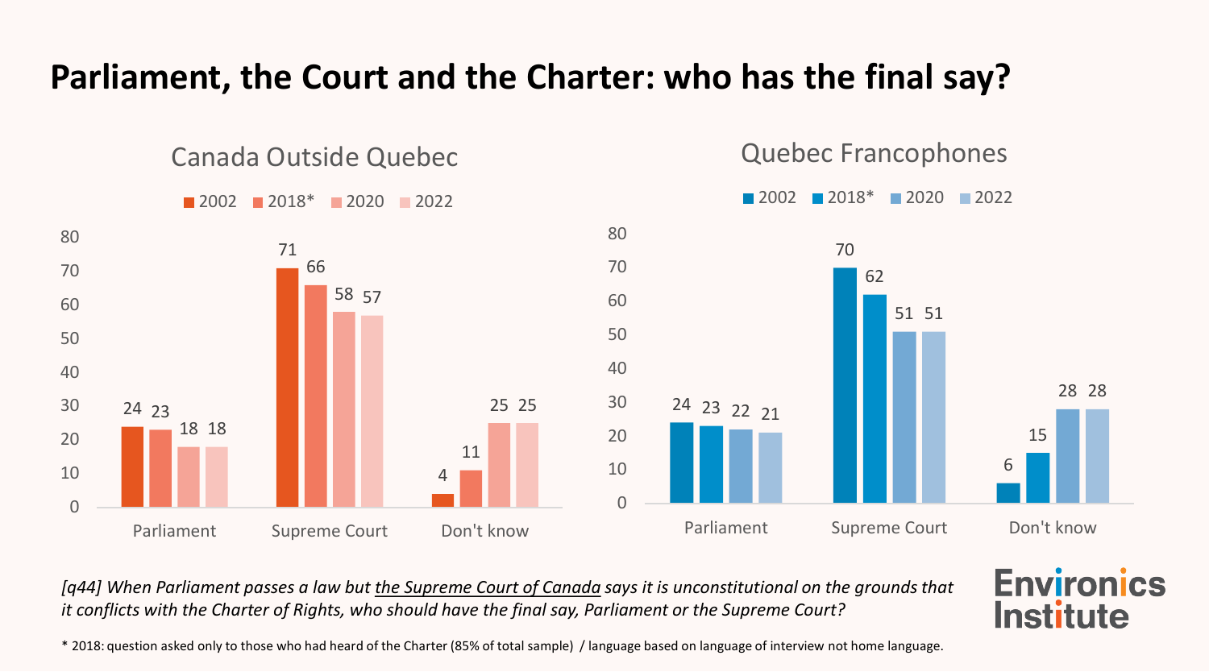# Parliament, the Court and the Charter: who has the final say?

## Canada Outside Quebec

| | 2002 | 2018* | 2020 | 2022 |
|---|---|---|---|---|
| Parliament | 24 | 23 | 18 | 18 |
| Supreme Court | 71 | 66 | 58 | 57 |
| Don't know | 4 | 11 | 25 | 25 |

## Quebec Francophones

| | 2002 | 2018* | 2020 | 2022 |
|---|---|---|---|---|
| Parliament | 24 | 23 | 22 | 21 |
| Supreme Court | 70 | 62 | 51 | 51 |
| Don't know | 6 | 15 | 28 | 28 |

*[q44] When Parliament passes a law but the Supreme Court of Canada says it is unconstitutional on the grounds that it conflicts with the Charter of Rights, who should have the final say, Parliament or the Supreme Court?*

\* 2018: question asked only to those who had heard of the Charter (85% of total sample) / language based on language of interview not home language.

**Environics Institute**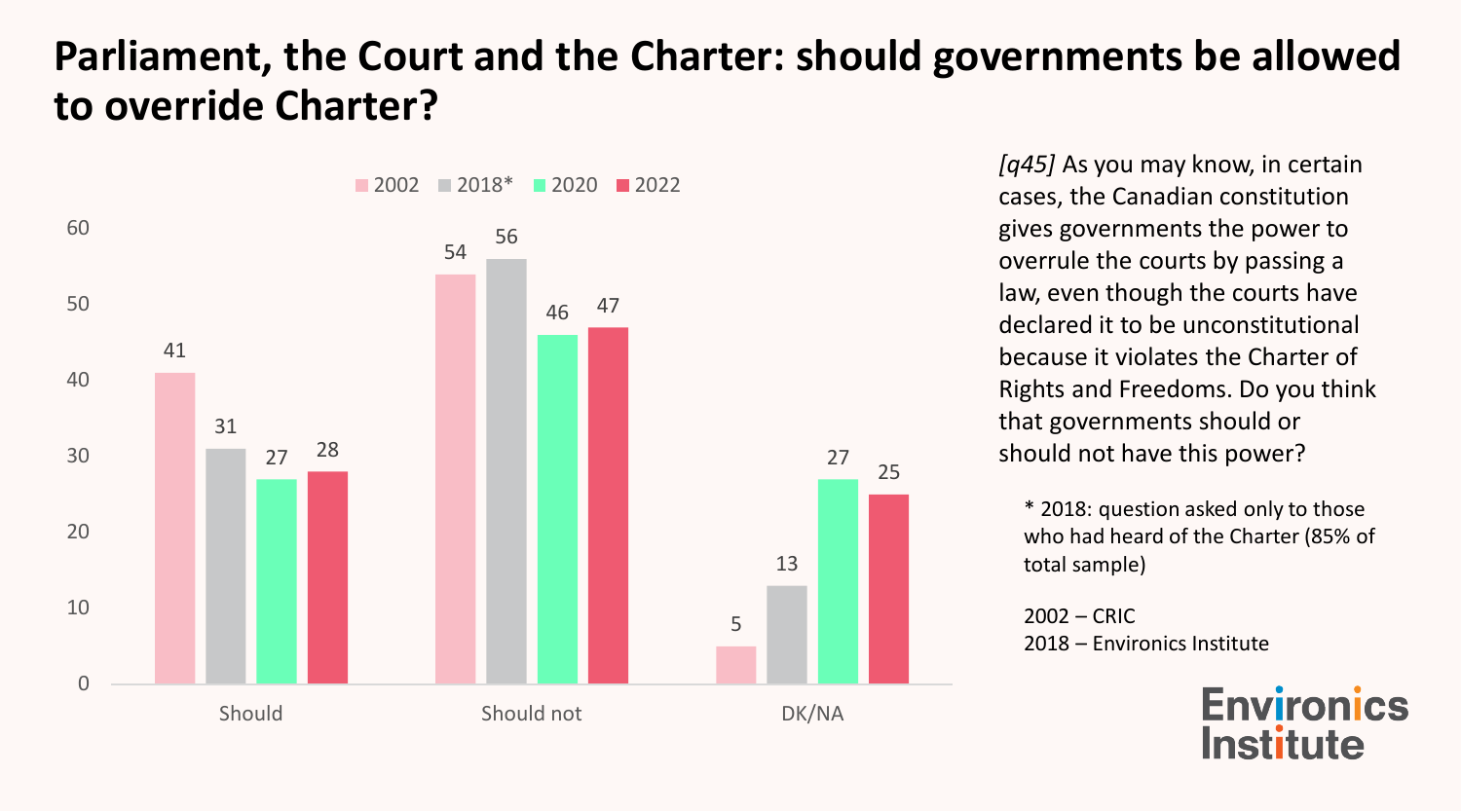# Parliament, the Court and the Charter: should governments be allowed to override Charter?

| | 2002 | 2018* | 2020 | 2022 |
|---|---|---|---|---|
| Should | 41 | 31 | 27 | 28 |
| Should not | 54 | 56 | 46 | 47 |
| DK/NA | 5 | 13 | 27 | 25 |

*[q45]* As you may know, in certain cases, the Canadian constitution gives governments the power to overrule the courts by passing a law, even though the courts have declared it to be unconstitutional because it violates the Charter of Rights and Freedoms. Do you think that governments should or should not have this power?

* 2018: question asked only to those who had heard of the Charter (85% of total sample)

2002 – CRIC
2018 – Environics Institute

Environics Institute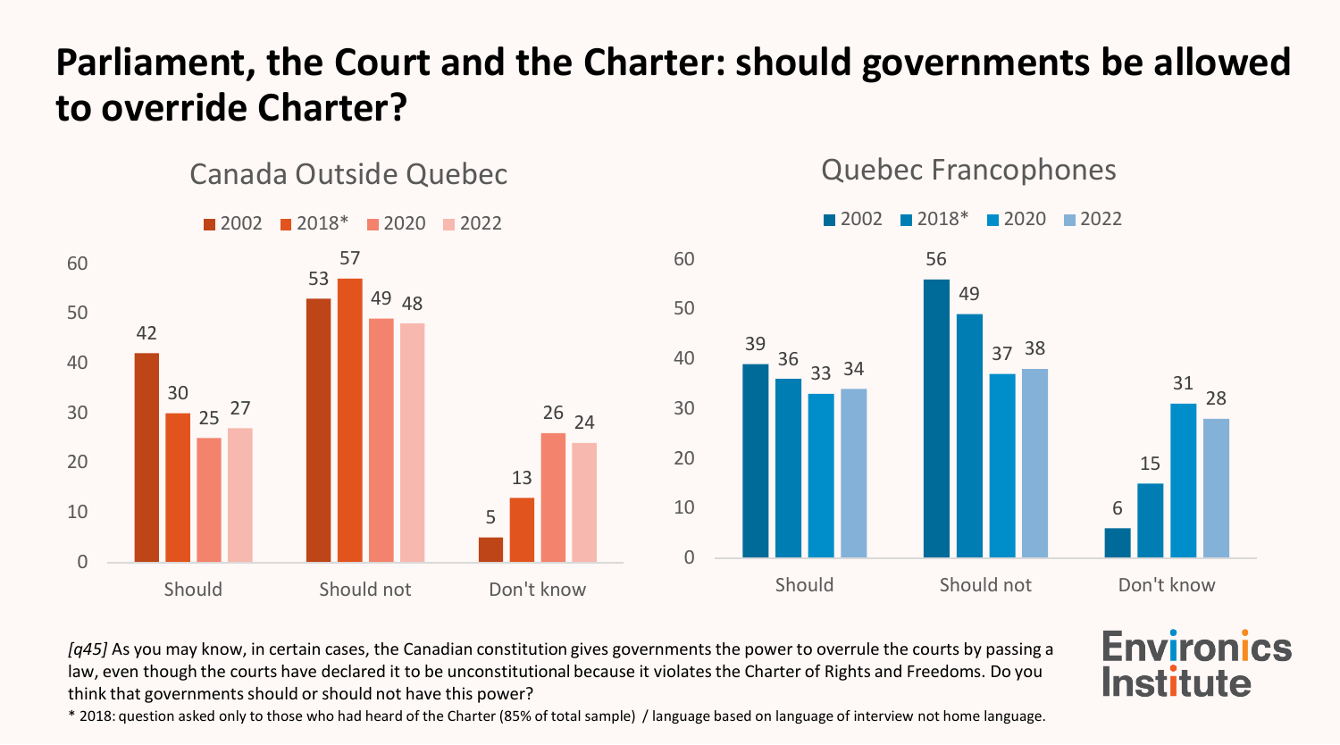# Parliament, the Court and the Charter: should governments be allowed to override Charter?

## Canada Outside Quebec

| | 2002 | 2018* | 2020 | 2022 |
|---|---|---|---|---|
| Should | 42 | 30 | 25 | 27 |
| Should not | 53 | 57 | 49 | 48 |
| Don't know | 5 | 13 | 26 | 24 |

## Quebec Francophones

| | 2002 | 2018* | 2020 | 2022 |
|---|---|---|---|---|
| Should | 39 | 36 | 33 | 34 |
| Should not | 56 | 49 | 37 | 38 |
| Don't know | 6 | 15 | 31 | 28 |

*[q45]* As you may know, in certain cases, the Canadian constitution gives governments the power to overrule the courts by passing a law, even though the courts have declared it to be unconstitutional because it violates the Charter of Rights and Freedoms. Do you think that governments should or should not have this power?

\* 2018: question asked only to those who had heard of the Charter (85% of total sample) / language based on language of interview not home language.

Environics Institute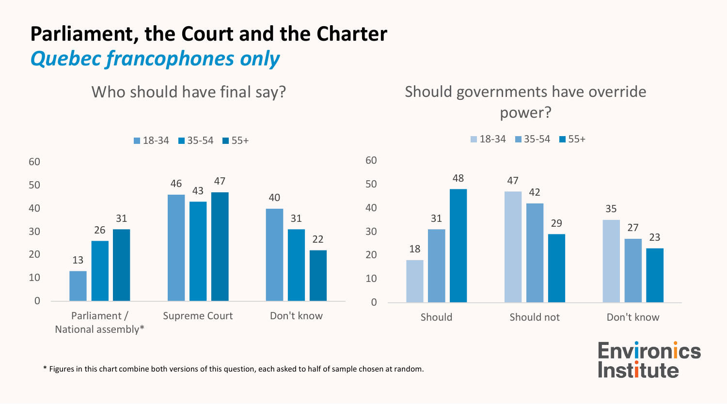# Parliament, the Court and the Charter

## *Quebec francophones only*

### Who should have final say?

| | 18-34 | 35-54 | 55+ |
|---|---|---|---|
| Parliament / National assembly* | 13 | 26 | 31 |
| Supreme Court | 46 | 43 | 47 |
| Don't know | 40 | 31 | 22 |

### Should governments have override power?

| | 18-34 | 35-54 | 55+ |
|---|---|---|---|
| Should | 18 | 31 | 48 |
| Should not | 47 | 42 | 29 |
| Don't know | 35 | 27 | 23 |

* Figures in this chart combine both versions of this question, each asked to half of sample chosen at random.

Environics Institute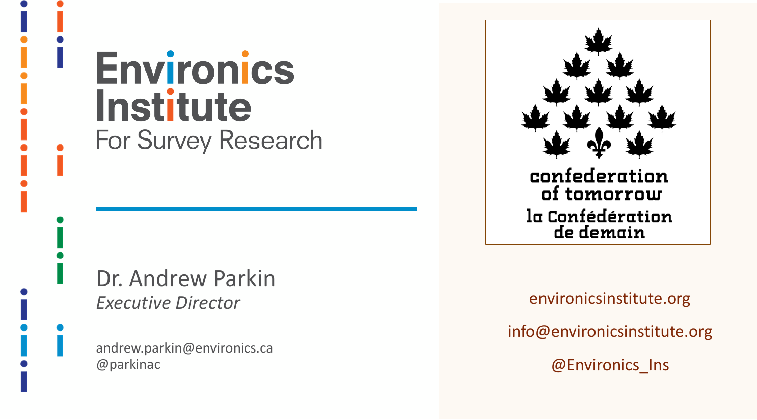# Environics Institute
For Survey Research

Dr. Andrew Parkin
*Executive Director*

andrew.parkin@environics.ca
@parkinac

confederation of tomorrow
la Confédération de demain

environicsinstitute.org

info@environicsinstitute.org

@Environics_Ins